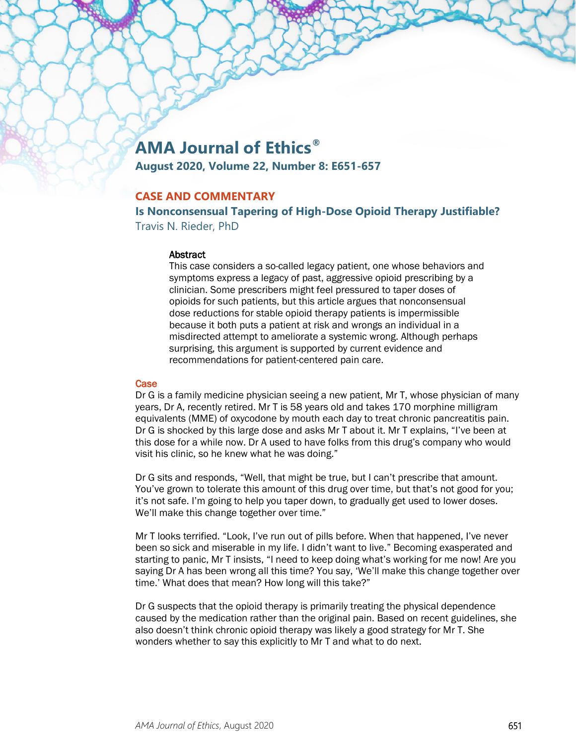# AMA Journal of Ethics®

**August 2020, Volume 22, Number 8: E651-657**

## CASE AND COMMENTARY

### Is Nonconsensual Tapering of High-Dose Opioid Therapy Justifiable?

Travis N. Rieder, PhD

#### Abstract

This case considers a so-called legacy patient, one whose behaviors and symptoms express a legacy of past, aggressive opioid prescribing by a clinician. Some prescribers might feel pressured to taper doses of opioids for such patients, but this article argues that nonconsensual dose reductions for stable opioid therapy patients is impermissible because it both puts a patient at risk and wrongs an individual in a misdirected attempt to ameliorate a systemic wrong. Although perhaps surprising, this argument is supported by current evidence and recommendations for patient-centered pain care.

## Case

Dr G is a family medicine physician seeing a new patient, Mr T, whose physician of many years, Dr A, recently retired. Mr T is 58 years old and takes 170 morphine milligram equivalents (MME) of oxycodone by mouth each day to treat chronic pancreatitis pain. Dr G is shocked by this large dose and asks Mr T about it. Mr T explains, "I've been at this dose for a while now. Dr A used to have folks from this drug's company who would visit his clinic, so he knew what he was doing."

Dr G sits and responds, "Well, that might be true, but I can't prescribe that amount. You've grown to tolerate this amount of this drug over time, but that's not good for you; it's not safe. I'm going to help you taper down, to gradually get used to lower doses. We'll make this change together over time."

Mr T looks terrified. "Look, I've run out of pills before. When that happened, I've never been so sick and miserable in my life. I didn't want to live." Becoming exasperated and starting to panic, Mr T insists, "I need to keep doing what's working for me now! Are you saying Dr A has been wrong all this time? You say, 'We'll make this change together over time.' What does that mean? How long will this take?"

Dr G suspects that the opioid therapy is primarily treating the physical dependence caused by the medication rather than the original pain. Based on recent guidelines, she also doesn't think chronic opioid therapy was likely a good strategy for Mr T. She wonders whether to say this explicitly to Mr T and what to do next.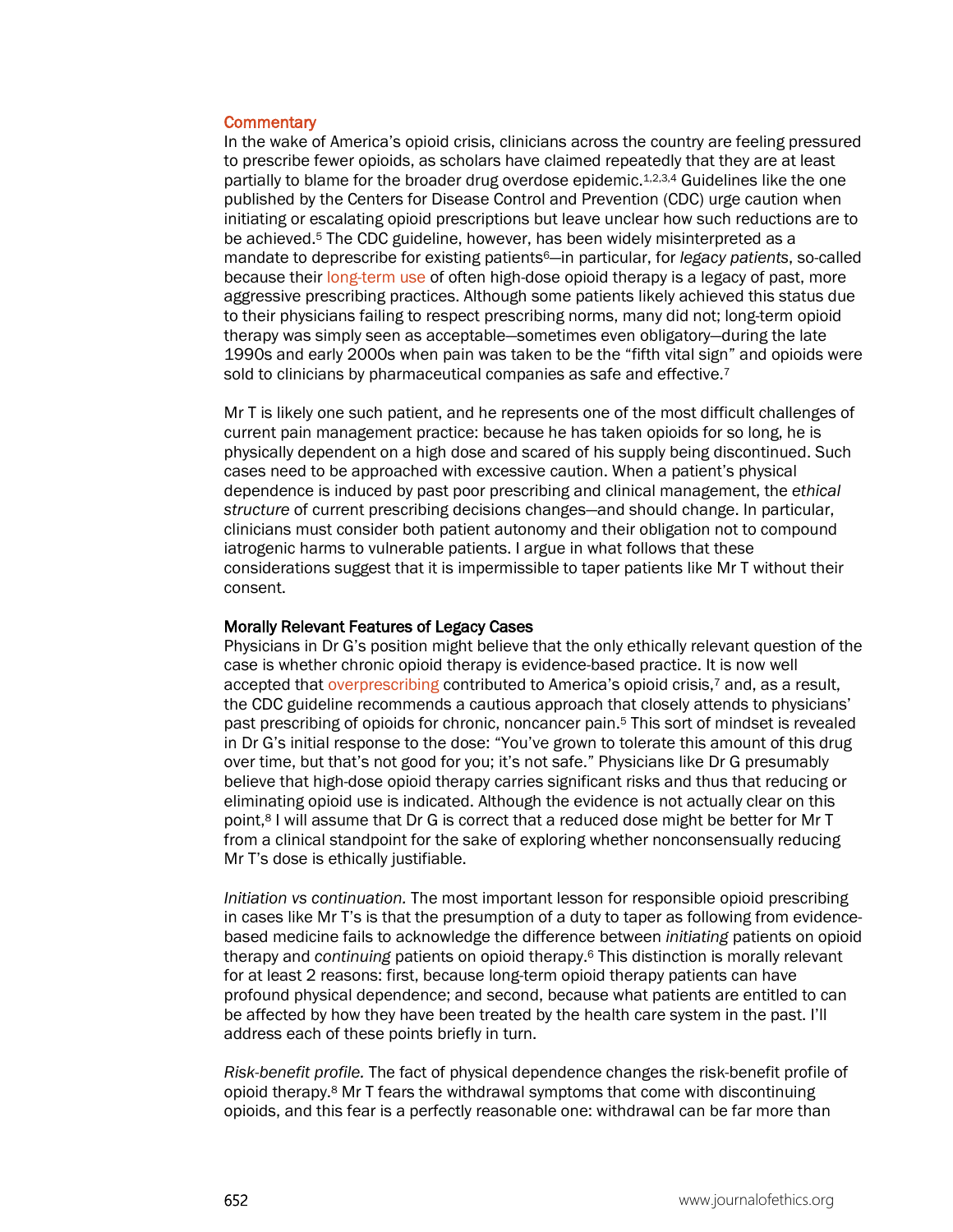## Commentary

In the wake of America's opioid crisis, clinicians across the country are feeling pressured to prescribe fewer opioids, as scholars have claimed repeatedly that they are at least partially to blame for the broader drug overdose epidemic.[1,2,3,4] Guidelines like the one published by the Centers for Disease Control and Prevention (CDC) urge caution when initiating or escalating opioid prescriptions but leave unclear how such reductions are to be achieved.[5] The CDC guideline, however, has been widely misinterpreted as a mandate to deprescribe for existing patients[6]—in particular, for *legacy patients*, so-called because their long-term use of often high-dose opioid therapy is a legacy of past, more aggressive prescribing practices. Although some patients likely achieved this status due to their physicians failing to respect prescribing norms, many did not; long-term opioid therapy was simply seen as acceptable—sometimes even obligatory—during the late 1990s and early 2000s when pain was taken to be the "fifth vital sign" and opioids were sold to clinicians by pharmaceutical companies as safe and effective.[7]

Mr T is likely one such patient, and he represents one of the most difficult challenges of current pain management practice: because he has taken opioids for so long, he is physically dependent on a high dose and scared of his supply being discontinued. Such cases need to be approached with excessive caution. When a patient's physical dependence is induced by past poor prescribing and clinical management, the *ethical structure* of current prescribing decisions changes—and should change. In particular, clinicians must consider both patient autonomy and their obligation not to compound iatrogenic harms to vulnerable patients. I argue in what follows that these considerations suggest that it is impermissible to taper patients like Mr T without their consent.

### Morally Relevant Features of Legacy Cases

Physicians in Dr G's position might believe that the only ethically relevant question of the case is whether chronic opioid therapy is evidence-based practice. It is now well accepted that overprescribing contributed to America's opioid crisis,[7] and, as a result, the CDC guideline recommends a cautious approach that closely attends to physicians' past prescribing of opioids for chronic, noncancer pain.[5] This sort of mindset is revealed in Dr G's initial response to the dose: "You've grown to tolerate this amount of this drug over time, but that's not good for you; it's not safe." Physicians like Dr G presumably believe that high-dose opioid therapy carries significant risks and thus that reducing or eliminating opioid use is indicated. Although the evidence is not actually clear on this point,[8] I will assume that Dr G is correct that a reduced dose might be better for Mr T from a clinical standpoint for the sake of exploring whether nonconsensually reducing Mr T's dose is ethically justifiable.

*Initiation vs continuation.* The most important lesson for responsible opioid prescribing in cases like Mr T's is that the presumption of a duty to taper as following from evidence-based medicine fails to acknowledge the difference between *initiating* patients on opioid therapy and *continuing* patients on opioid therapy.[6] This distinction is morally relevant for at least 2 reasons: first, because long-term opioid therapy patients can have profound physical dependence; and second, because what patients are entitled to can be affected by how they have been treated by the health care system in the past. I'll address each of these points briefly in turn.

*Risk-benefit profile.* The fact of physical dependence changes the risk-benefit profile of opioid therapy.[8] Mr T fears the withdrawal symptoms that come with discontinuing opioids, and this fear is a perfectly reasonable one: withdrawal can be far more than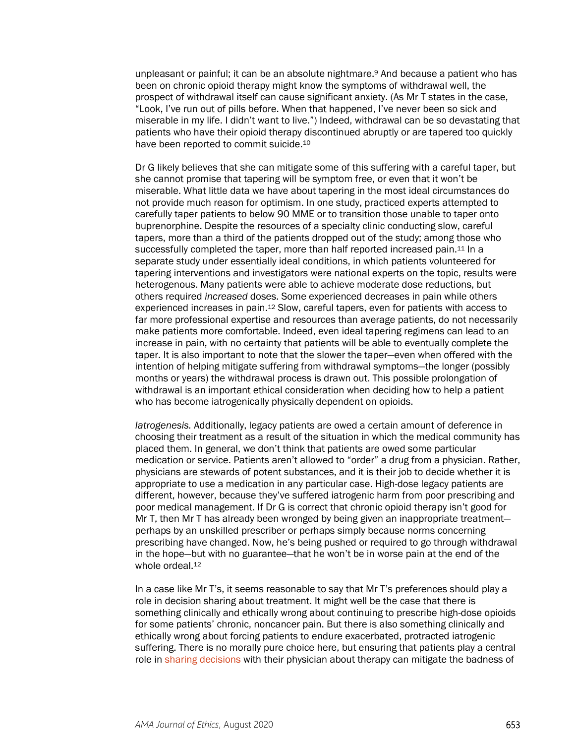unpleasant or painful; it can be an absolute nightmare.[9] And because a patient who has been on chronic opioid therapy might know the symptoms of withdrawal well, the prospect of withdrawal itself can cause significant anxiety. (As Mr T states in the case, "Look, I've run out of pills before. When that happened, I've never been so sick and miserable in my life. I didn't want to live.") Indeed, withdrawal can be so devastating that patients who have their opioid therapy discontinued abruptly or are tapered too quickly have been reported to commit suicide.[10]

Dr G likely believes that she can mitigate some of this suffering with a careful taper, but she cannot promise that tapering will be symptom free, or even that it won't be miserable. What little data we have about tapering in the most ideal circumstances do not provide much reason for optimism. In one study, practiced experts attempted to carefully taper patients to below 90 MME or to transition those unable to taper onto buprenorphine. Despite the resources of a specialty clinic conducting slow, careful tapers, more than a third of the patients dropped out of the study; among those who successfully completed the taper, more than half reported increased pain.[11] In a separate study under essentially ideal conditions, in which patients volunteered for tapering interventions and investigators were national experts on the topic, results were heterogenous. Many patients were able to achieve moderate dose reductions, but others required *increased* doses. Some experienced decreases in pain while others experienced increases in pain.[12] Slow, careful tapers, even for patients with access to far more professional expertise and resources than average patients, do not necessarily make patients more comfortable. Indeed, even ideal tapering regimens can lead to an increase in pain, with no certainty that patients will be able to eventually complete the taper. It is also important to note that the slower the taper—even when offered with the intention of helping mitigate suffering from withdrawal symptoms—the longer (possibly months or years) the withdrawal process is drawn out. This possible prolongation of withdrawal is an important ethical consideration when deciding how to help a patient who has become iatrogenically physically dependent on opioids.

*Iatrogenesis.* Additionally, legacy patients are owed a certain amount of deference in choosing their treatment as a result of the situation in which the medical community has placed them. In general, we don't think that patients are owed some particular medication or service. Patients aren't allowed to "order" a drug from a physician. Rather, physicians are stewards of potent substances, and it is their job to decide whether it is appropriate to use a medication in any particular case. High-dose legacy patients are different, however, because they've suffered iatrogenic harm from poor prescribing and poor medical management. If Dr G is correct that chronic opioid therapy isn't good for Mr T, then Mr T has already been wronged by being given an inappropriate treatment—perhaps by an unskilled prescriber or perhaps simply because norms concerning prescribing have changed. Now, he's being pushed or required to go through withdrawal in the hope—but with no guarantee—that he won't be in worse pain at the end of the whole ordeal.[12]

In a case like Mr T's, it seems reasonable to say that Mr T's preferences should play a role in decision sharing about treatment. It might well be the case that there is something clinically and ethically wrong about continuing to prescribe high-dose opioids for some patients' chronic, noncancer pain. But there is also something clinically and ethically wrong about forcing patients to endure exacerbated, protracted iatrogenic suffering. There is no morally pure choice here, but ensuring that patients play a central role in sharing decisions with their physician about therapy can mitigate the badness of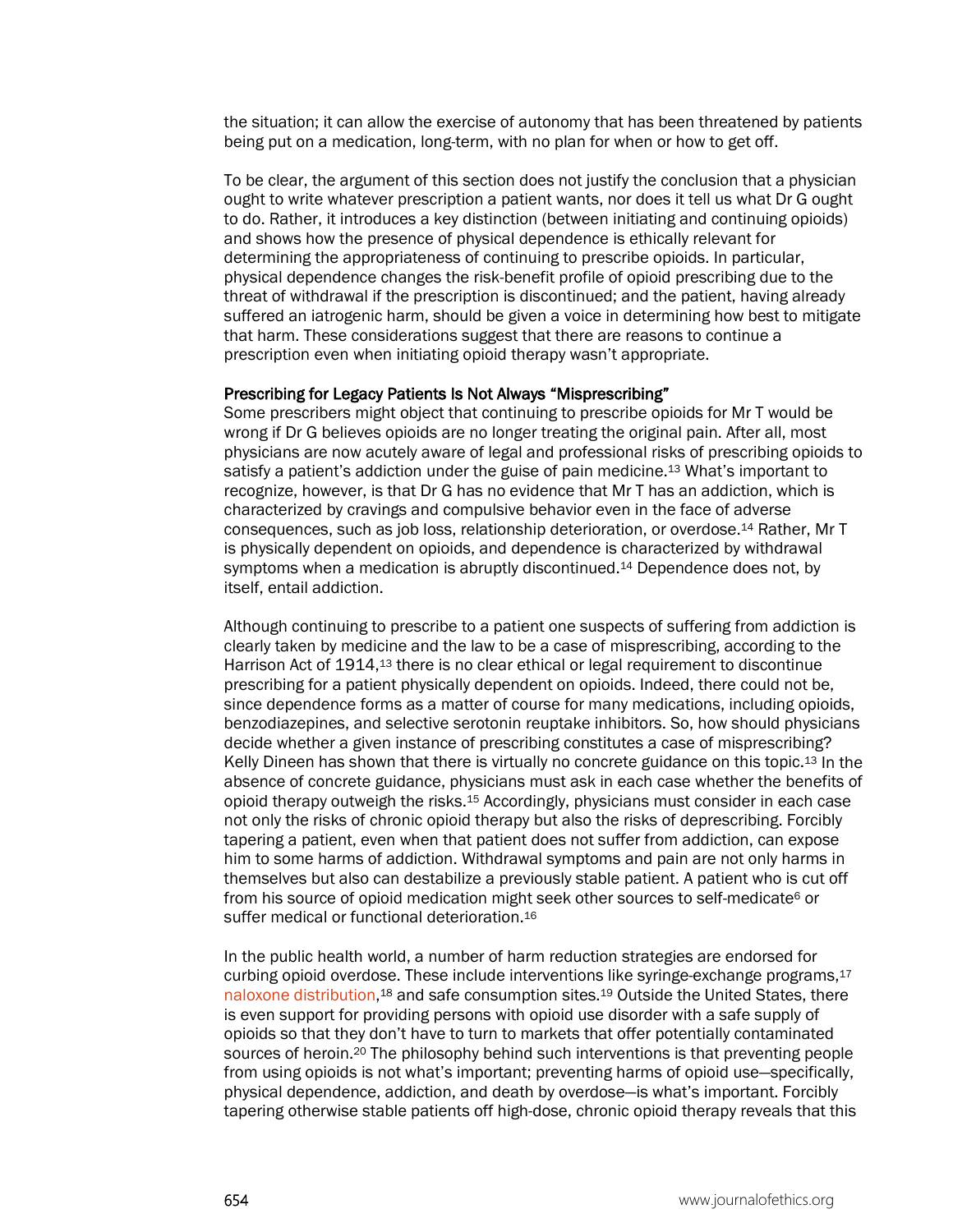the situation; it can allow the exercise of autonomy that has been threatened by patients being put on a medication, long-term, with no plan for when or how to get off.

To be clear, the argument of this section does not justify the conclusion that a physician ought to write whatever prescription a patient wants, nor does it tell us what Dr G ought to do. Rather, it introduces a key distinction (between initiating and continuing opioids) and shows how the presence of physical dependence is ethically relevant for determining the appropriateness of continuing to prescribe opioids. In particular, physical dependence changes the risk-benefit profile of opioid prescribing due to the threat of withdrawal if the prescription is discontinued; and the patient, having already suffered an iatrogenic harm, should be given a voice in determining how best to mitigate that harm. These considerations suggest that there are reasons to continue a prescription even when initiating opioid therapy wasn't appropriate.

### Prescribing for Legacy Patients Is Not Always "Misprescribing"

Some prescribers might object that continuing to prescribe opioids for Mr T would be wrong if Dr G believes opioids are no longer treating the original pain. After all, most physicians are now acutely aware of legal and professional risks of prescribing opioids to satisfy a patient's addiction under the guise of pain medicine.[13] What's important to recognize, however, is that Dr G has no evidence that Mr T has an addiction, which is characterized by cravings and compulsive behavior even in the face of adverse consequences, such as job loss, relationship deterioration, or overdose.[14] Rather, Mr T is physically dependent on opioids, and dependence is characterized by withdrawal symptoms when a medication is abruptly discontinued.[14] Dependence does not, by itself, entail addiction.

Although continuing to prescribe to a patient one suspects of suffering from addiction is clearly taken by medicine and the law to be a case of misprescribing, according to the Harrison Act of 1914,[13] there is no clear ethical or legal requirement to discontinue prescribing for a patient physically dependent on opioids. Indeed, there could not be, since dependence forms as a matter of course for many medications, including opioids, benzodiazepines, and selective serotonin reuptake inhibitors. So, how should physicians decide whether a given instance of prescribing constitutes a case of misprescribing? Kelly Dineen has shown that there is virtually no concrete guidance on this topic.[13] In the absence of concrete guidance, physicians must ask in each case whether the benefits of opioid therapy outweigh the risks.[15] Accordingly, physicians must consider in each case not only the risks of chronic opioid therapy but also the risks of deprescribing. Forcibly tapering a patient, even when that patient does not suffer from addiction, can expose him to some harms of addiction. Withdrawal symptoms and pain are not only harms in themselves but also can destabilize a previously stable patient. A patient who is cut off from his source of opioid medication might seek other sources to self-medicate[6] or suffer medical or functional deterioration.[16]

In the public health world, a number of harm reduction strategies are endorsed for curbing opioid overdose. These include interventions like syringe-exchange programs,[17] naloxone distribution,[18] and safe consumption sites.[19] Outside the United States, there is even support for providing persons with opioid use disorder with a safe supply of opioids so that they don't have to turn to markets that offer potentially contaminated sources of heroin.[20] The philosophy behind such interventions is that preventing people from using opioids is not what's important; preventing harms of opioid use—specifically, physical dependence, addiction, and death by overdose—is what's important. Forcibly tapering otherwise stable patients off high-dose, chronic opioid therapy reveals that this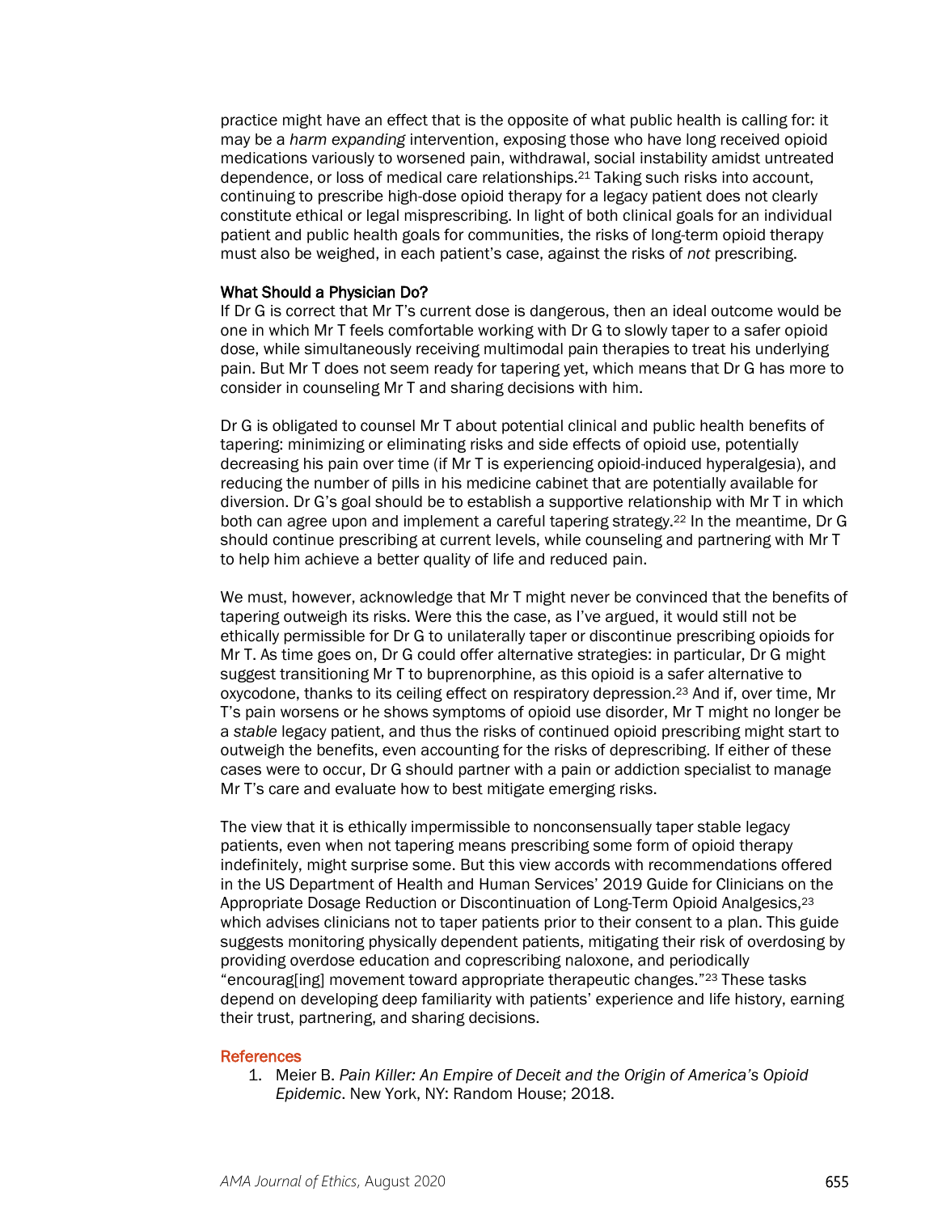practice might have an effect that is the opposite of what public health is calling for: it may be a *harm expanding* intervention, exposing those who have long received opioid medications variously to worsened pain, withdrawal, social instability amidst untreated dependence, or loss of medical care relationships.[21] Taking such risks into account, continuing to prescribe high-dose opioid therapy for a legacy patient does not clearly constitute ethical or legal misprescribing. In light of both clinical goals for an individual patient and public health goals for communities, the risks of long-term opioid therapy must also be weighed, in each patient's case, against the risks of *not* prescribing.

## What Should a Physician Do?

If Dr G is correct that Mr T's current dose is dangerous, then an ideal outcome would be one in which Mr T feels comfortable working with Dr G to slowly taper to a safer opioid dose, while simultaneously receiving multimodal pain therapies to treat his underlying pain. But Mr T does not seem ready for tapering yet, which means that Dr G has more to consider in counseling Mr T and sharing decisions with him.

Dr G is obligated to counsel Mr T about potential clinical and public health benefits of tapering: minimizing or eliminating risks and side effects of opioid use, potentially decreasing his pain over time (if Mr T is experiencing opioid-induced hyperalgesia), and reducing the number of pills in his medicine cabinet that are potentially available for diversion. Dr G's goal should be to establish a supportive relationship with Mr T in which both can agree upon and implement a careful tapering strategy.[22] In the meantime, Dr G should continue prescribing at current levels, while counseling and partnering with Mr T to help him achieve a better quality of life and reduced pain.

We must, however, acknowledge that Mr T might never be convinced that the benefits of tapering outweigh its risks. Were this the case, as I've argued, it would still not be ethically permissible for Dr G to unilaterally taper or discontinue prescribing opioids for Mr T. As time goes on, Dr G could offer alternative strategies: in particular, Dr G might suggest transitioning Mr T to buprenorphine, as this opioid is a safer alternative to oxycodone, thanks to its ceiling effect on respiratory depression.[23] And if, over time, Mr T's pain worsens or he shows symptoms of opioid use disorder, Mr T might no longer be a *stable* legacy patient, and thus the risks of continued opioid prescribing might start to outweigh the benefits, even accounting for the risks of deprescribing. If either of these cases were to occur, Dr G should partner with a pain or addiction specialist to manage Mr T's care and evaluate how to best mitigate emerging risks.

The view that it is ethically impermissible to nonconsensually taper stable legacy patients, even when not tapering means prescribing some form of opioid therapy indefinitely, might surprise some. But this view accords with recommendations offered in the US Department of Health and Human Services' 2019 Guide for Clinicians on the Appropriate Dosage Reduction or Discontinuation of Long-Term Opioid Analgesics,[23] which advises clinicians not to taper patients prior to their consent to a plan. This guide suggests monitoring physically dependent patients, mitigating their risk of overdosing by providing overdose education and coprescribing naloxone, and periodically "encourag[ing] movement toward appropriate therapeutic changes."[23] These tasks depend on developing deep familiarity with patients' experience and life history, earning their trust, partnering, and sharing decisions.

## References

1. Meier B. *Pain Killer: An Empire of Deceit and the Origin of America's Opioid Epidemic*. New York, NY: Random House; 2018.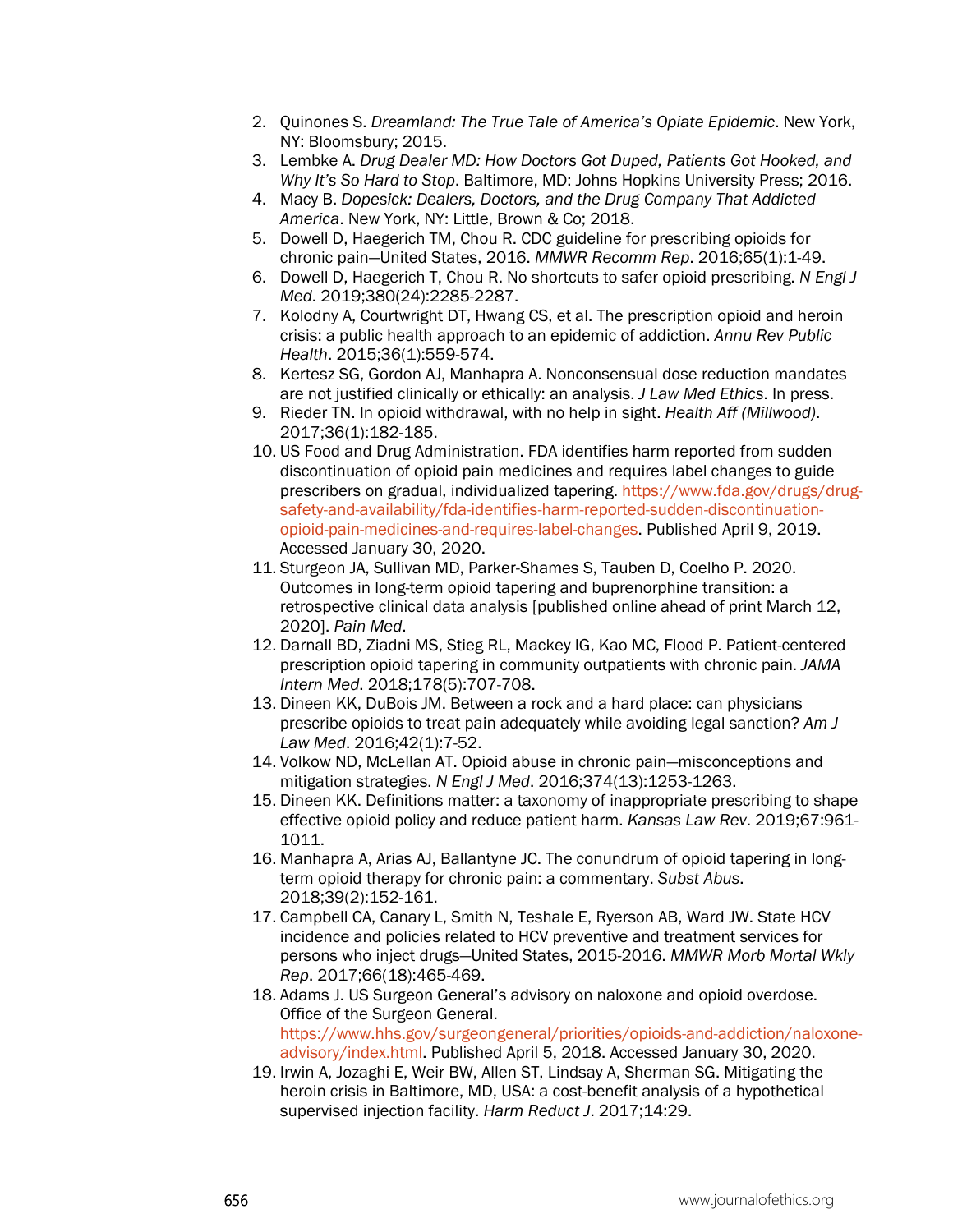2. Quinones S. *Dreamland: The True Tale of America's Opiate Epidemic*. New York, NY: Bloomsbury; 2015.
3. Lembke A. *Drug Dealer MD: How Doctors Got Duped, Patients Got Hooked, and Why It's So Hard to Stop*. Baltimore, MD: Johns Hopkins University Press; 2016.
4. Macy B. *Dopesick: Dealers, Doctors, and the Drug Company That Addicted America*. New York, NY: Little, Brown & Co; 2018.
5. Dowell D, Haegerich TM, Chou R. CDC guideline for prescribing opioids for chronic pain—United States, 2016. *MMWR Recomm Rep*. 2016;65(1):1-49.
6. Dowell D, Haegerich T, Chou R. No shortcuts to safer opioid prescribing. *N Engl J Med*. 2019;380(24):2285-2287.
7. Kolodny A, Courtwright DT, Hwang CS, et al. The prescription opioid and heroin crisis: a public health approach to an epidemic of addiction. *Annu Rev Public Health*. 2015;36(1):559-574.
8. Kertesz SG, Gordon AJ, Manhapra A. Nonconsensual dose reduction mandates are not justified clinically or ethically: an analysis. *J Law Med Ethics*. In press.
9. Rieder TN. In opioid withdrawal, with no help in sight. *Health Aff (Millwood)*. 2017;36(1):182-185.
10. US Food and Drug Administration. FDA identifies harm reported from sudden discontinuation of opioid pain medicines and requires label changes to guide prescribers on gradual, individualized tapering. https://www.fda.gov/drugs/drug-safety-and-availability/fda-identifies-harm-reported-sudden-discontinuation-opioid-pain-medicines-and-requires-label-changes. Published April 9, 2019. Accessed January 30, 2020.
11. Sturgeon JA, Sullivan MD, Parker-Shames S, Tauben D, Coelho P. 2020. Outcomes in long-term opioid tapering and buprenorphine transition: a retrospective clinical data analysis [published online ahead of print March 12, 2020]. *Pain Med*.
12. Darnall BD, Ziadni MS, Stieg RL, Mackey IG, Kao MC, Flood P. Patient-centered prescription opioid tapering in community outpatients with chronic pain. *JAMA Intern Med*. 2018;178(5):707-708.
13. Dineen KK, DuBois JM. Between a rock and a hard place: can physicians prescribe opioids to treat pain adequately while avoiding legal sanction? *Am J Law Med*. 2016;42(1):7-52.
14. Volkow ND, McLellan AT. Opioid abuse in chronic pain—misconceptions and mitigation strategies. *N Engl J Med*. 2016;374(13):1253-1263.
15. Dineen KK. Definitions matter: a taxonomy of inappropriate prescribing to shape effective opioid policy and reduce patient harm. *Kansas Law Rev*. 2019;67:961-1011.
16. Manhapra A, Arias AJ, Ballantyne JC. The conundrum of opioid tapering in long-term opioid therapy for chronic pain: a commentary. *Subst Abus*. 2018;39(2):152-161.
17. Campbell CA, Canary L, Smith N, Teshale E, Ryerson AB, Ward JW. State HCV incidence and policies related to HCV preventive and treatment services for persons who inject drugs—United States, 2015-2016. *MMWR Morb Mortal Wkly Rep*. 2017;66(18):465-469.
18. Adams J. US Surgeon General's advisory on naloxone and opioid overdose. Office of the Surgeon General. https://www.hhs.gov/surgeongeneral/priorities/opioids-and-addiction/naloxone-advisory/index.html. Published April 5, 2018. Accessed January 30, 2020.
19. Irwin A, Jozaghi E, Weir BW, Allen ST, Lindsay A, Sherman SG. Mitigating the heroin crisis in Baltimore, MD, USA: a cost-benefit analysis of a hypothetical supervised injection facility. *Harm Reduct J*. 2017;14:29.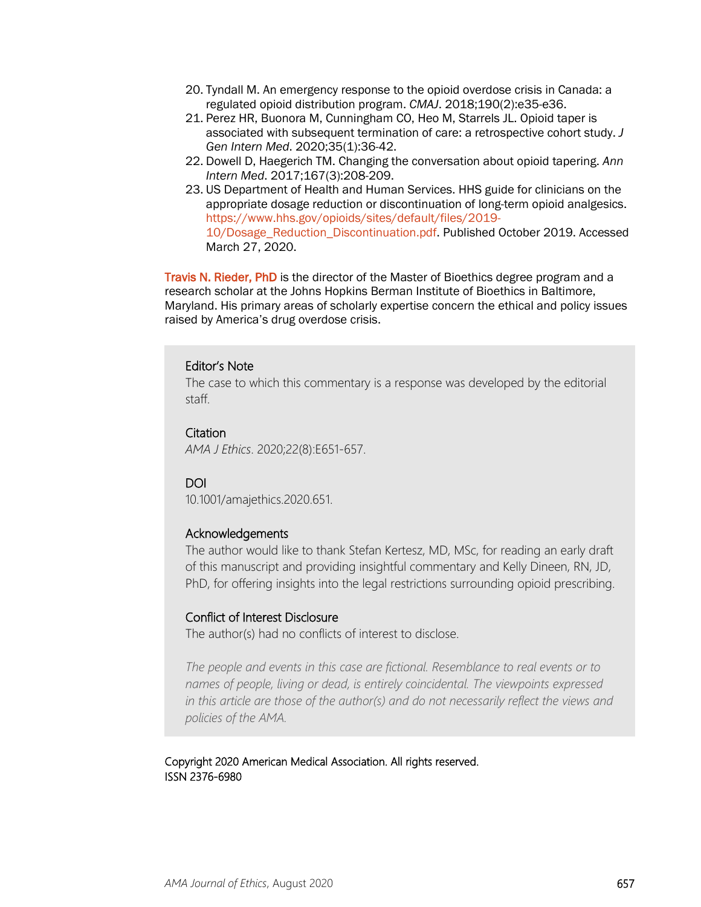20. Tyndall M. An emergency response to the opioid overdose crisis in Canada: a regulated opioid distribution program. *CMAJ*. 2018;190(2):e35-e36.
21. Perez HR, Buonora M, Cunningham CO, Heo M, Starrels JL. Opioid taper is associated with subsequent termination of care: a retrospective cohort study. *J Gen Intern Med*. 2020;35(1):36-42.
22. Dowell D, Haegerich TM. Changing the conversation about opioid tapering. *Ann Intern Med*. 2017;167(3):208-209.
23. US Department of Health and Human Services. HHS guide for clinicians on the appropriate dosage reduction or discontinuation of long-term opioid analgesics. https://www.hhs.gov/opioids/sites/default/files/2019-10/Dosage_Reduction_Discontinuation.pdf. Published October 2019. Accessed March 27, 2020.

**Travis N. Rieder, PhD** is the director of the Master of Bioethics degree program and a research scholar at the Johns Hopkins Berman Institute of Bioethics in Baltimore, Maryland. His primary areas of scholarly expertise concern the ethical and policy issues raised by America's drug overdose crisis.

### Editor's Note

The case to which this commentary is a response was developed by the editorial staff.

### Citation

*AMA J Ethics*. 2020;22(8):E651-657.

### DOI

10.1001/amajethics.2020.651.

### Acknowledgements

The author would like to thank Stefan Kertesz, MD, MSc, for reading an early draft of this manuscript and providing insightful commentary and Kelly Dineen, RN, JD, PhD, for offering insights into the legal restrictions surrounding opioid prescribing.

### Conflict of Interest Disclosure

The author(s) had no conflicts of interest to disclose.

*The people and events in this case are fictional. Resemblance to real events or to names of people, living or dead, is entirely coincidental. The viewpoints expressed in this article are those of the author(s) and do not necessarily reflect the views and policies of the AMA.*

Copyright 2020 American Medical Association. All rights reserved.
ISSN 2376-6980